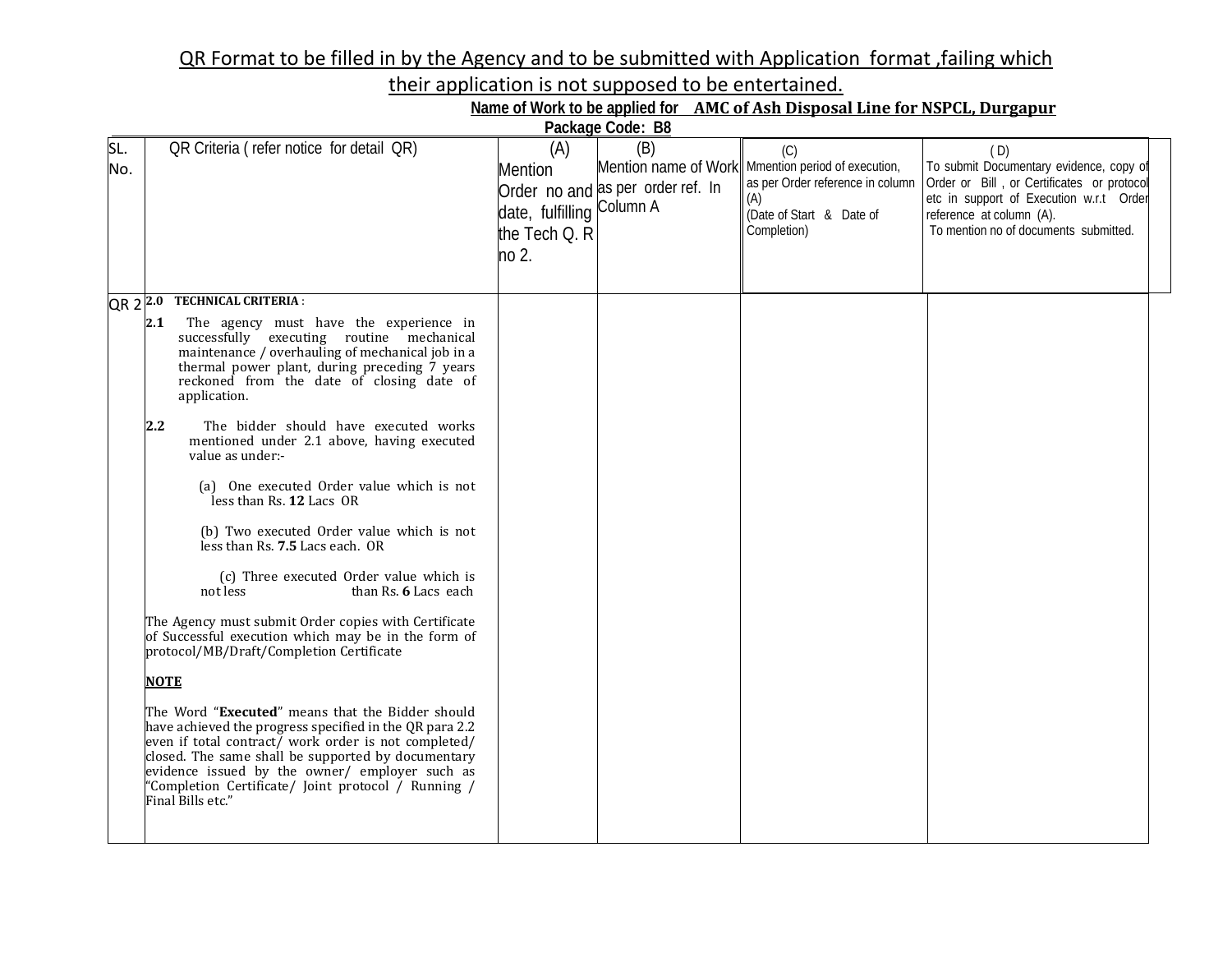**QR Format to be filled in by the Agency and to be submitted with Application format ,failing which their application is not supposed to be entertained.**

**Name of Work to be applied for AMC of Ash Disposal Line for NSPCL, Durgapur**

**Package Code: B8**

| SL. No. | QR Criteria ( refer notice for detail QR) | (A) Mention Order no and date, fulfilling the Tech Q. R no 2. | (B) Mention name of Work as per order ref. In Column A | (C) Mmention period of execution, as per Order reference in column (A) (Date of Start & Date of Completion) | ( D) To submit Documentary evidence, copy of Order or Bill , or Certificates or protocol etc in support of Execution w.r.t Order reference at column (A). To mention no of documents submitted. |
|---|---|---|---|---|---|
| QR 2 | **2.0 TECHNICAL CRITERIA** :<br><br>**2.1** The agency must have the experience in successfully executing routine mechanical maintenance / overhauling of mechanical job in a thermal power plant, during preceding 7 years reckoned from the date of closing date of application.<br><br>**2.2** The bidder should have executed works mentioned under 2.1 above, having executed value as under:-<br><br>(a) One executed Order value which is not less than Rs. **12** Lacs OR<br><br>(b) Two executed Order value which is not less than Rs. **7.5** Lacs each. OR<br><br>(c) Three executed Order value which is not less than Rs. **6** Lacs each<br><br>The Agency must submit Order copies with Certificate of Successful execution which may be in the form of protocol/MB/Draft/Completion Certificate<br><br>**NOTE**<br><br>The Word "**Executed**" means that the Bidder should have achieved the progress specified in the QR para 2.2 even if total contract/ work order is not completed/ closed. The same shall be supported by documentary evidence issued by the owner/ employer such as "Completion Certificate/ Joint protocol / Running / Final Bills etc." | | | | |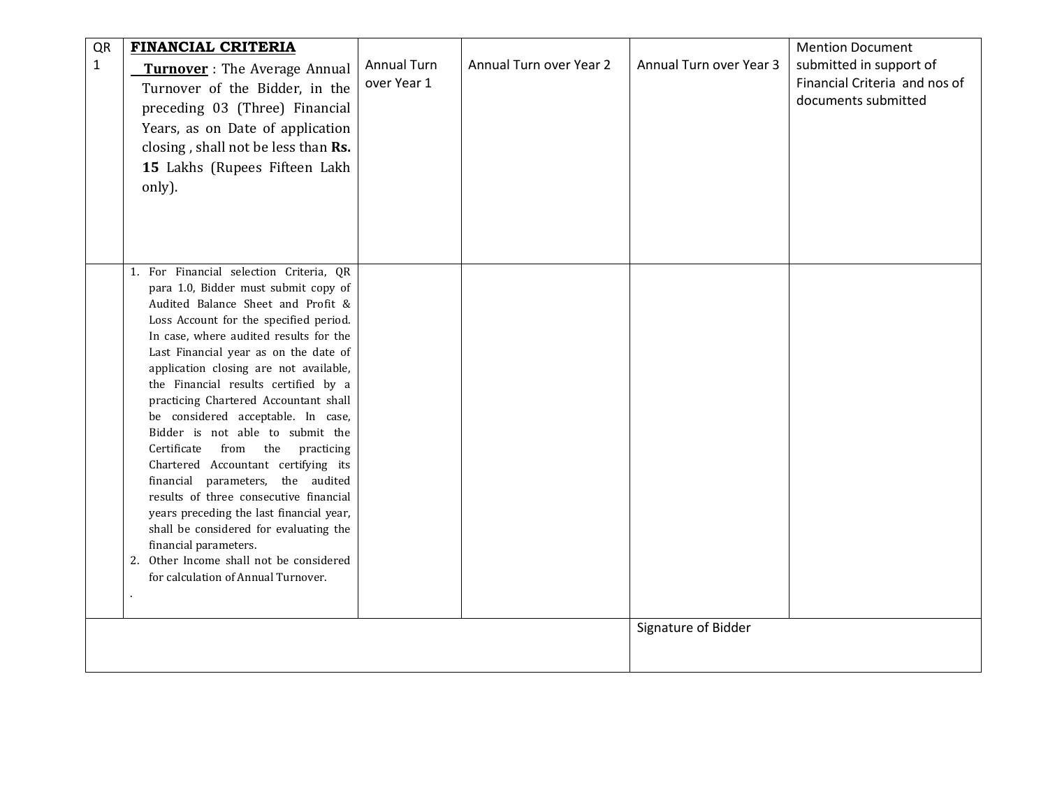| | | | | | |
|---|---|---|---|---|---|
| QR 1 | **FINANCIAL CRITERIA**<br>**Turnover** : The Average Annual Turnover of the Bidder, in the preceding 03 (Three) Financial Years, as on Date of application closing , shall not be less than **Rs. 15** Lakhs (Rupees Fifteen Lakh only). | Annual Turn over Year 1 | Annual Turn over Year 2 | Annual Turn over Year 3 | Mention Document submitted in support of Financial Criteria and nos of documents submitted |
| | 1. For Financial selection Criteria, QR para 1.0, Bidder must submit copy of Audited Balance Sheet and Profit & Loss Account for the specified period. In case, where audited results for the Last Financial year as on the date of application closing are not available, the Financial results certified by a practicing Chartered Accountant shall be considered acceptable. In case, Bidder is not able to submit the Certificate from the practicing Chartered Accountant certifying its financial parameters, the audited results of three consecutive financial years preceding the last financial year, shall be considered for evaluating the financial parameters.<br>2. Other Income shall not be considered for calculation of Annual Turnover.<br>. | | | | |
| | | | | Signature of Bidder | |